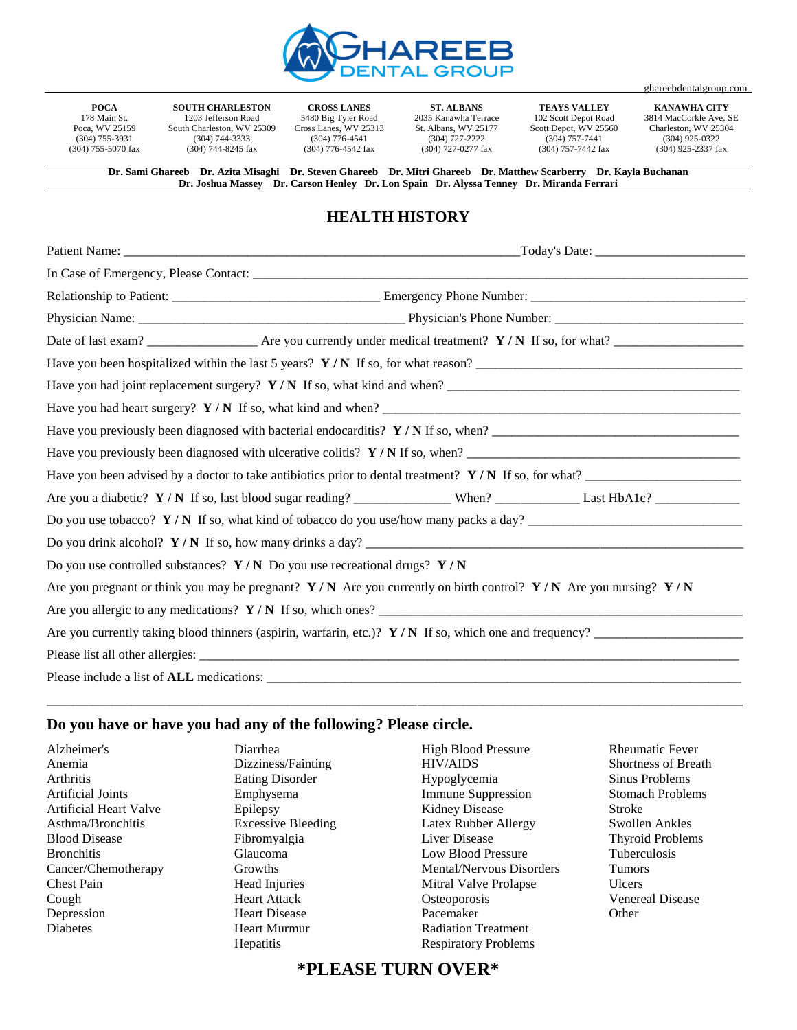# GHAREEB DENTAL GROUP

gshareebdentalgroup.com

| POCA | SOUTH CHARLESTON | CROSS LANES | ST. ALBANS | TEAYS VALLEY | KANAWHA CITY |
|---|---|---|---|---|---|
| 178 Main St. | 1203 Jefferson Road | 5480 Big Tyler Road | 2035 Kanawha Terrace | 102 Scott Depot Road | 3814 MacCorkle Ave. SE |
| Poca, WV 25159 | South Charleston, WV 25309 | Cross Lanes, WV 25313 | St. Albans, WV 25177 | Scott Depot, WV 25560 | Charleston, WV 25304 |
| (304) 755-3931 | (304) 744-3333 | (304) 776-4541 | (304) 727-2222 | (304) 757-7441 | (304) 925-0322 |
| (304) 755-5070 fax | (304) 744-8245 fax | (304) 776-4542 fax | (304) 727-0277 fax | (304) 757-7442 fax | (304) 925-2337 fax |

**Dr. Sami Ghareeb Dr. Azita Misaghi Dr. Steven Ghareeb Dr. Mitri Ghareeb Dr. Matthew Scarberry Dr. Kayla Buchanan Dr. Joshua Massey Dr. Carson Henley Dr. Lon Spain Dr. Alyssa Tenney Dr. Miranda Ferrari**

## HEALTH HISTORY

Patient Name: ____________________________________________________________Today's Date: ______________________

In Case of Emergency, Please Contact: ______________________________________________________________________

Relationship to Patient: _______________________________ Emergency Phone Number: ________________________________

Physician Name: ________________________________________ Physician's Phone Number: ____________________________

Date of last exam? ________________ Are you currently under medical treatment? **Y / N** If so, for what? ___________________

Have you been hospitalized within the last 5 years? **Y / N** If so, for what reason? __________________________________________

Have you had joint replacement surgery? **Y / N** If so, what kind and when? _____________________________________________

Have you had heart surgery? **Y / N** If so, what kind and when? ______________________________________________________

Have you previously been diagnosed with bacterial endocarditis? **Y / N** If so, when? _____________________________________

Have you previously been diagnosed with ulcerative colitis? **Y / N** If so, when? _________________________________________

Have you been advised by a doctor to take antibiotics prior to dental treatment? **Y / N** If so, for what? _______________________

Are you a diabetic? **Y / N** If so, last blood sugar reading? ______________ When? ____________ Last HbA1c? _____________

Do you use tobacco? **Y / N** If so, what kind of tobacco do you use/how many packs a day? ________________________________

Do you drink alcohol? **Y / N** If so, how many drinks a day? __________________________________________________________

Do you use controlled substances? **Y / N** Do you use recreational drugs? **Y / N**

Are you pregnant or think you may be pregnant? **Y / N** Are you currently on birth control? **Y / N** Are you nursing? **Y / N**

Are you allergic to any medications? **Y / N** If so, which ones? _________________________________________________________

Are you currently taking blood thinners (aspirin, warfarin, etc.)? **Y / N** If so, which one and frequency? ______________________

Please list all other allergies: ___________________________________________________________________________________

Please include a list of **ALL** medications: __________________________________________________________________________

_____________________________________________________________________________________________________________

### Do you have or have you had any of the following? Please circle.

| | | | |
|---|---|---|---|
| Alzheimer's | Diarrhea | High Blood Pressure | Rheumatic Fever |
| Anemia | Dizziness/Fainting | HIV/AIDS | Shortness of Breath |
| Arthritis | Eating Disorder | Hypoglycemia | Sinus Problems |
| Artificial Joints | Emphysema | Immune Suppression | Stomach Problems |
| Artificial Heart Valve | Epilepsy | Kidney Disease | Stroke |
| Asthma/Bronchitis | Excessive Bleeding | Latex Rubber Allergy | Swollen Ankles |
| Blood Disease | Fibromyalgia | Liver Disease | Thyroid Problems |
| Bronchitis | Glaucoma | Low Blood Pressure | Tuberculosis |
| Cancer/Chemotherapy | Growths | Mental/Nervous Disorders | Tumors |
| Chest Pain | Head Injuries | Mitral Valve Prolapse | Ulcers |
| Cough | Heart Attack | Osteoporosis | Venereal Disease |
| Depression | Heart Disease | Pacemaker | Other |
| Diabetes | Heart Murmur | Radiation Treatment | |
| | Hepatitis | Respiratory Problems | |

**\*PLEASE TURN OVER\***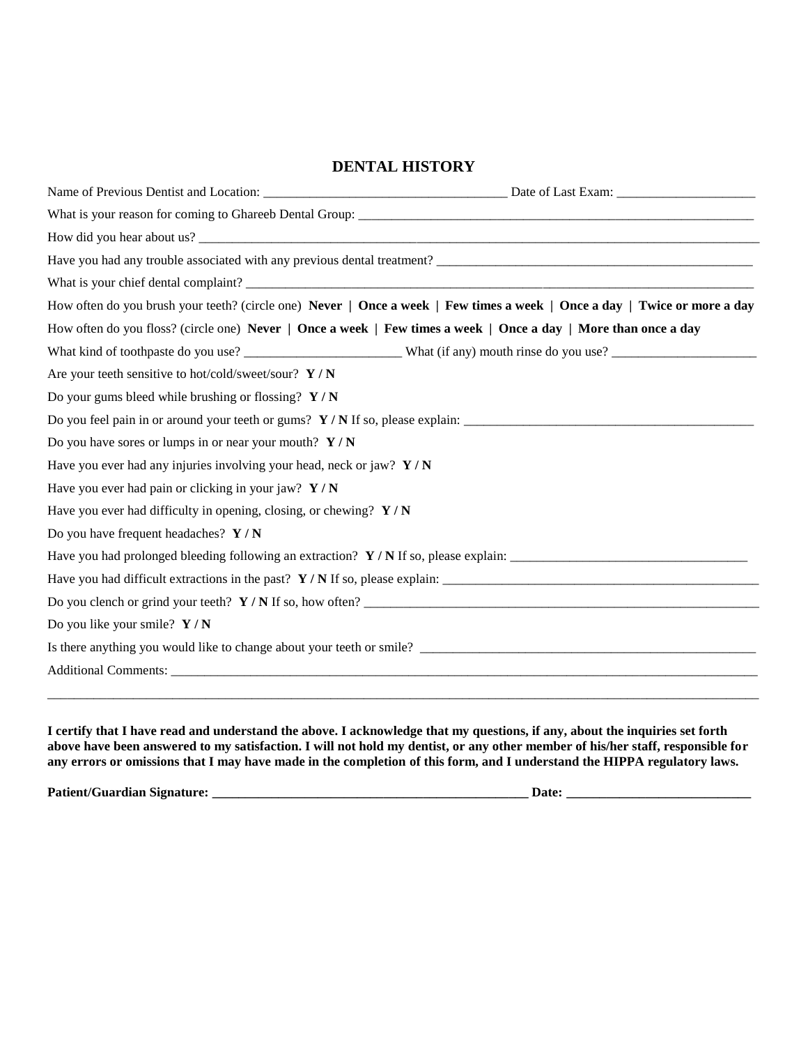## DENTAL HISTORY

Name of Previous Dentist and Location: ____________________________________ Date of Last Exam: _____________________

What is your reason for coming to Ghareeb Dental Group: ______________________________________________________________

How did you hear about us? ___________________________________________________________________________________________

Have you had any trouble associated with any previous dental treatment? _________________________________________________

What is your chief dental complaint? _____________________________________________________________________________

How often do you brush your teeth? (circle one) **Never | Once a week | Few times a week | Once a day | Twice or more a day**

How often do you floss? (circle one) **Never | Once a week | Few times a week | Once a day | More than once a day**

What kind of toothpaste do you use? ________________________ What (if any) mouth rinse do you use? ______________________

Are your teeth sensitive to hot/cold/sweet/sour? **Y / N**

Do your gums bleed while brushing or flossing? **Y / N**

Do you feel pain in or around your teeth or gums? **Y / N** If so, please explain: _____________________________________________

Do you have sores or lumps in or near your mouth? **Y / N**

Have you ever had any injuries involving your head, neck or jaw? **Y / N**

Have you ever had pain or clicking in your jaw? **Y / N**

Have you ever had difficulty in opening, closing, or chewing? **Y / N**

Do you have frequent headaches? **Y / N**

Have you had prolonged bleeding following an extraction? **Y / N** If so, please explain: ____________________________________

Have you had difficult extractions in the past? **Y / N** If so, please explain: __________________________________________________

Do you clench or grind your teeth? **Y / N** If so, how often? ______________________________________________________________

Do you like your smile? **Y / N**

Is there anything you would like to change about your teeth or smile? _____________________________________________________

Additional Comments: ________________________________________________________________________________________________

______________________________________________________________________________________________________________________

**I certify that I have read and understand the above. I acknowledge that my questions, if any, about the inquiries set forth above have been answered to my satisfaction. I will not hold my dentist, or any other member of his/her staff, responsible for any errors or omissions that I may have made in the completion of this form, and I understand the HIPPA regulatory laws.**

**Patient/Guardian Signature: _________________________________________________ Date: ____________________________**